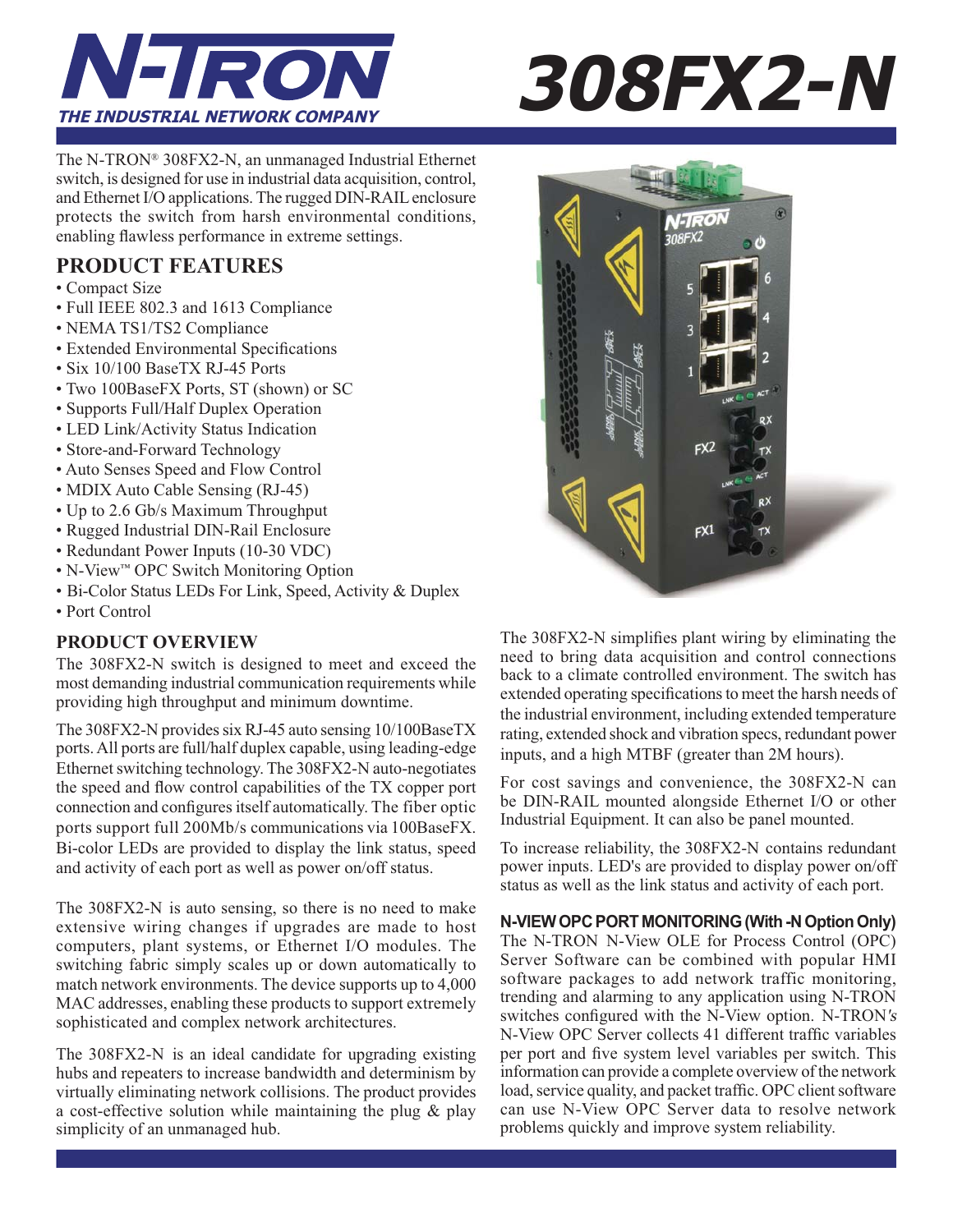# N-TRON

THE INDUSTRIAL NETWORK COMPANY

# 308FX2-N

The N-TRON® 308FX2-N, an unmanaged Industrial Ethernet switch, is designed for use in industrial data acquisition, control, and Ethernet I/O applications. The rugged DIN-RAIL enclosure protects the switch from harsh environmental conditions, enabling flawless performance in extreme settings.

## PRODUCT FEATURES

- Compact Size
- Full IEEE 802.3 and 1613 Compliance
- NEMA TS1/TS2 Compliance
- Extended Environmental Specifications
- Six 10/100 BaseTX RJ-45 Ports
- Two 100BaseFX Ports, ST (shown) or SC
- Supports Full/Half Duplex Operation
- LED Link/Activity Status Indication
- Store-and-Forward Technology
- Auto Senses Speed and Flow Control
- MDIX Auto Cable Sensing (RJ-45)
- Up to 2.6 Gb/s Maximum Throughput
- Rugged Industrial DIN-Rail Enclosure
- Redundant Power Inputs (10-30 VDC)
- N-View™ OPC Switch Monitoring Option
- Bi-Color Status LEDs For Link, Speed, Activity & Duplex
- Port Control

## PRODUCT OVERVIEW

The 308FX2-N switch is designed to meet and exceed the most demanding industrial communication requirements while providing high throughput and minimum downtime.

The 308FX2-N provides six RJ-45 auto sensing 10/100BaseTX ports. All ports are full/half duplex capable, using leading-edge Ethernet switching technology. The 308FX2-N auto-negotiates the speed and flow control capabilities of the TX copper port connection and configures itself automatically. The fiber optic ports support full 200Mb/s communications via 100BaseFX. Bi-color LEDs are provided to display the link status, speed and activity of each port as well as power on/off status.

The 308FX2-N is auto sensing, so there is no need to make extensive wiring changes if upgrades are made to host computers, plant systems, or Ethernet I/O modules. The switching fabric simply scales up or down automatically to match network environments. The device supports up to 4,000 MAC addresses, enabling these products to support extremely sophisticated and complex network architectures.

The 308FX2-N is an ideal candidate for upgrading existing hubs and repeaters to increase bandwidth and determinism by virtually eliminating network collisions. The product provides a cost-effective solution while maintaining the plug & play simplicity of an unmanaged hub.

The 308FX2-N simplifies plant wiring by eliminating the need to bring data acquisition and control connections back to a climate controlled environment. The switch has extended operating specifications to meet the harsh needs of the industrial environment, including extended temperature rating, extended shock and vibration specs, redundant power inputs, and a high MTBF (greater than 2M hours).

For cost savings and convenience, the 308FX2-N can be DIN-RAIL mounted alongside Ethernet I/O or other Industrial Equipment. It can also be panel mounted.

To increase reliability, the 308FX2-N contains redundant power inputs. LED's are provided to display power on/off status as well as the link status and activity of each port.

### N-VIEW OPC PORT MONITORING (With -N Option Only)

The N-TRON N-View OLE for Process Control (OPC) Server Software can be combined with popular HMI software packages to add network traffic monitoring, trending and alarming to any application using N-TRON switches configured with the N-View option. N-TRON's N-View OPC Server collects 41 different traffic variables per port and five system level variables per switch. This information can provide a complete overview of the network load, service quality, and packet traffic. OPC client software can use N-View OPC Server data to resolve network problems quickly and improve system reliability.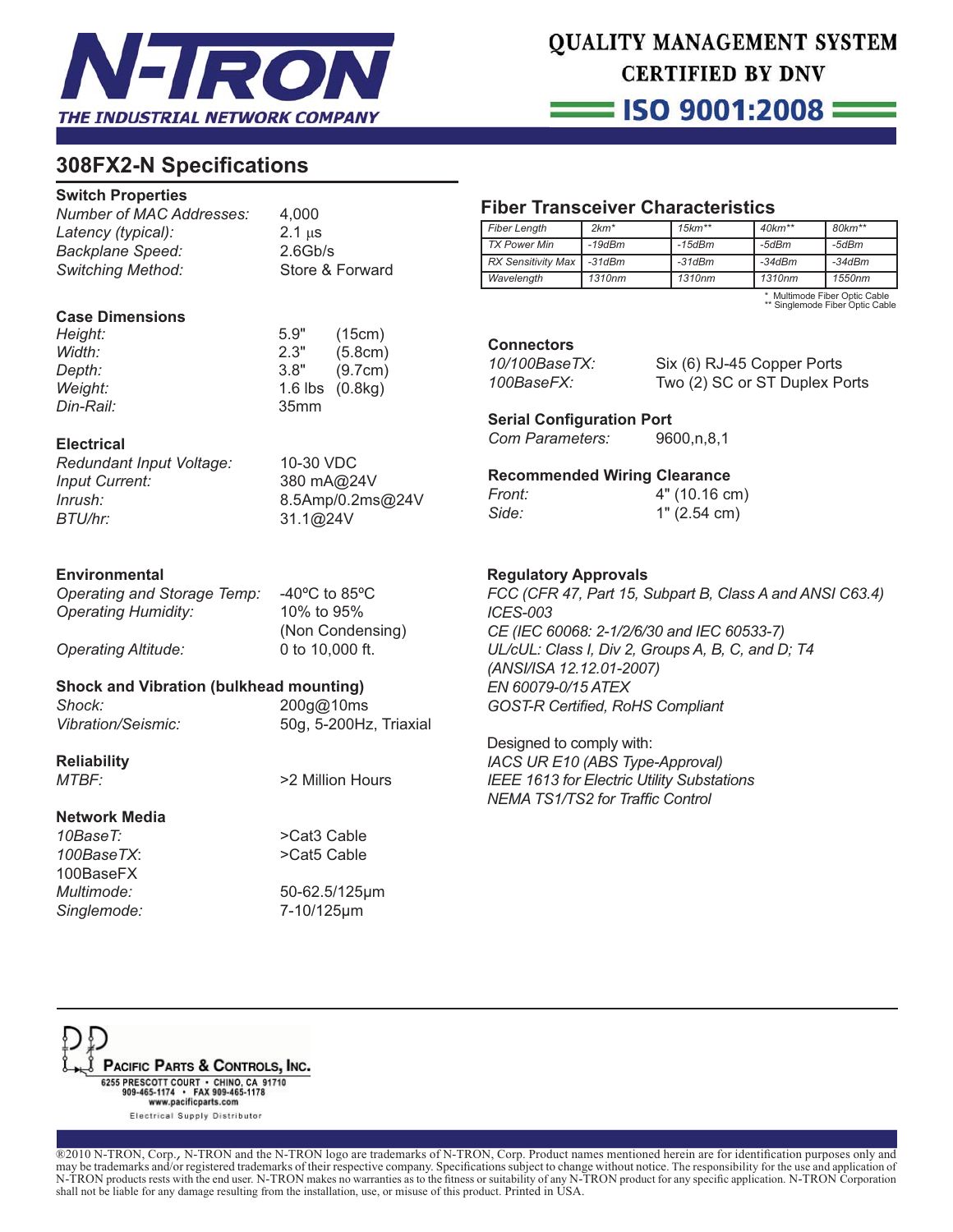N-TRON
THE INDUSTRIAL NETWORK COMPANY

QUALITY MANAGEMENT SYSTEM
CERTIFIED BY DNV
ISO 9001:2008

## 308FX2-N Specifications

### Switch Properties

| | |
|---|---|
| *Number of MAC Addresses:* | 4,000 |
| *Latency (typical):* | 2.1 µs |
| *Backplane Speed:* | 2.6Gb/s |
| *Switching Method:* | Store & Forward |

### Case Dimensions

| | | |
|---|---|---|
| *Height:* | 5.9" | (15cm) |
| *Width:* | 2.3" | (5.8cm) |
| *Depth:* | 3.8" | (9.7cm) |
| *Weight:* | 1.6 lbs | (0.8kg) |
| *Din-Rail:* | 35mm | |

### Electrical

| | |
|---|---|
| *Redundant Input Voltage:* | 10-30 VDC |
| *Input Current:* | 380 mA@24V |
| *Inrush:* | 8.5Amp/0.2ms@24V |
| *BTU/hr:* | 31.1@24V |

### Environmental

| | |
|---|---|
| *Operating and Storage Temp:* | -40ºC to 85ºC |
| *Operating Humidity:* | 10% to 95% (Non Condensing) |
| *Operating Altitude:* | 0 to 10,000 ft. |

### Shock and Vibration (bulkhead mounting)

| | |
|---|---|
| *Shock:* | 200g@10ms |
| *Vibration/Seismic:* | 50g, 5-200Hz, Triaxial |

### Reliability

| | |
|---|---|
| *MTBF:* | >2 Million Hours |

### Network Media

| | |
|---|---|
| *10BaseT:* | >Cat3 Cable |
| *100BaseTX:* | >Cat5 Cable |
| 100BaseFX | |
| *Multimode:* | 50-62.5/125µm |
| *Singlemode:* | 7-10/125µm |

### Fiber Transceiver Characteristics

| *Fiber Length* | *2km** | *15km*** | *40km*** | *80km*** |
|---|---|---|---|---|
| *TX Power Min* | *-19dBm* | *-15dBm* | *-5dBm* | *-5dBm* |
| *RX Sensitivity Max* | *-31dBm* | *-31dBm* | *-34dBm* | *-34dBm* |
| *Wavelength* | *1310nm* | *1310nm* | *1310nm* | *1550nm* |

\* Multimode Fiber Optic Cable
\*\* Singlemode Fiber Optic Cable

### Connectors

| | |
|---|---|
| *10/100BaseTX:* | Six (6) RJ-45 Copper Ports |
| *100BaseFX:* | Two (2) SC or ST Duplex Ports |

### Serial Configuration Port

| | |
|---|---|
| *Com Parameters:* | 9600,n,8,1 |

### Recommended Wiring Clearance

| | |
|---|---|
| *Front:* | 4" (10.16 cm) |
| *Side:* | 1" (2.54 cm) |

### Regulatory Approvals

*FCC (CFR 47, Part 15, Subpart B, Class A and ANSI C63.4)*
*ICES-003*
*CE (IEC 60068: 2-1/2/6/30 and IEC 60533-7)*
*UL/cUL: Class I, Div 2, Groups A, B, C, and D; T4 (ANSI/ISA 12.12.01-2007)*
*EN 60079-0/15 ATEX*
*GOST-R Certified, RoHS Compliant*

Designed to comply with:
*IACS UR E10 (ABS Type-Approval)*
*IEEE 1613 for Electric Utility Substations*
*NEMA TS1/TS2 for Traffic Control*

PACIFIC PARTS & CONTROLS, INC.
6255 PRESCOTT COURT • CHINO, CA 91710
909-465-1174 • FAX 909-465-1178
www.pacificparts.com
Electrical Supply Distributor

®2010 N-TRON, Corp., N-TRON and the N-TRON logo are trademarks of N-TRON, Corp. Product names mentioned herein are for identification purposes only and may be trademarks and/or registered trademarks of their respective company. Specifications subject to change without notice. The responsibility for the use and application of N-TRON products rests with the end user. N-TRON makes no warranties as to the fitness or suitability of any N-TRON product for any specific application. N-TRON Corporation shall not be liable for any damage resulting from the installation, use, or misuse of this product. Printed in USA.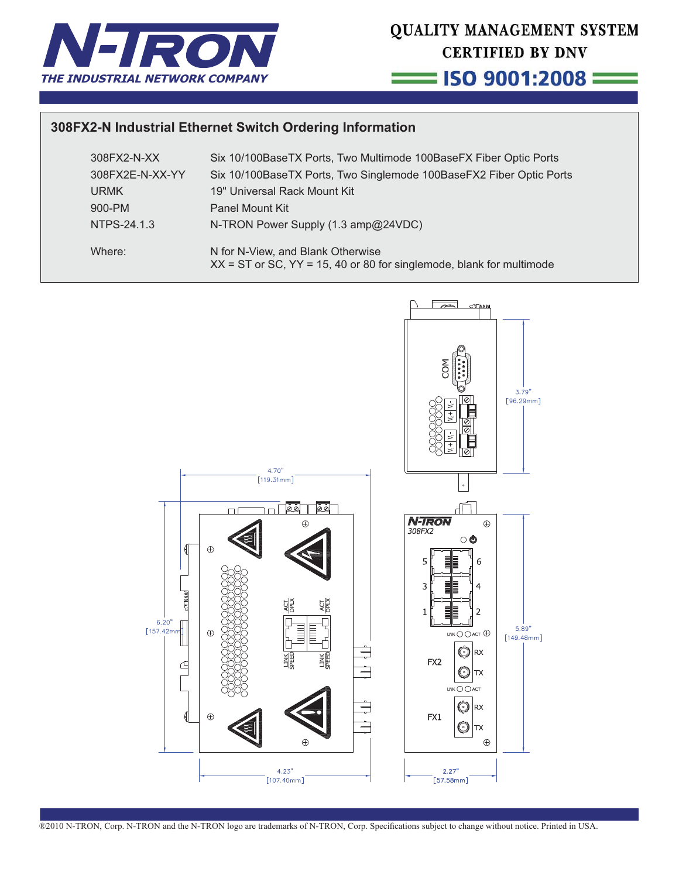## 308FX2-N Industrial Ethernet Switch Ordering Information

| | |
|---|---|
| 308FX2-N-XX | Six 10/100BaseTX Ports, Two Multimode 100BaseFX Fiber Optic Ports |
| 308FX2E-N-XX-YY | Six 10/100BaseTX Ports, Two Singlemode 100BaseFX2 Fiber Optic Ports |
| URMK | 19" Universal Rack Mount Kit |
| 900-PM | Panel Mount Kit |
| NTPS-24.1.3 | N-TRON Power Supply (1.3 amp@24VDC) |
| Where: | N for N-View, and Blank Otherwise<br>XX = ST or SC, YY = 15, 40 or 80 for singlemode, blank for multimode |

COM

3.79"
[96.29mm]

4.70"
[119.31mm]

6.20"
[157.42mm]

N-TRON
308FX2

5.89"
[149.48mm]

FX2 RX TX

FX1 RX TX

4.23"
[107.40mm]

2.27"
[57.58mm]

®2010 N-TRON, Corp. N-TRON and the N-TRON logo are trademarks of N-TRON, Corp. Specifications subject to change without notice. Printed in USA.